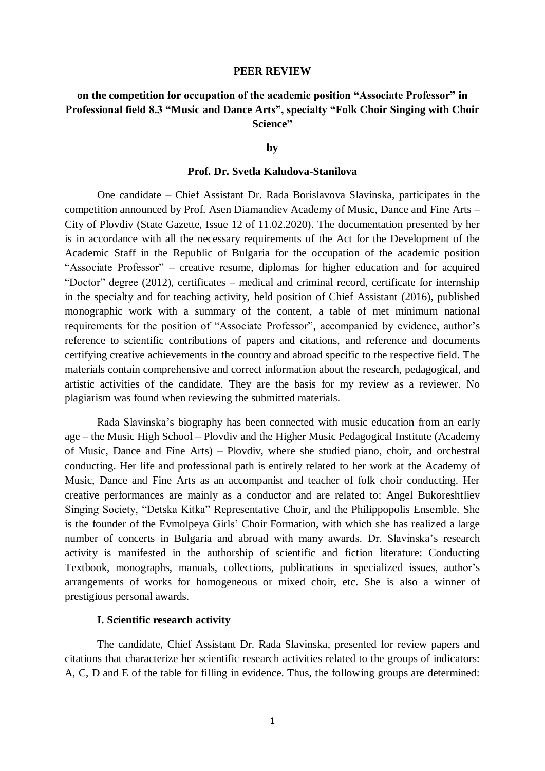**PEER REVIEW**

**on the competition for occupation of the academic position "Associate Professor" in Professional field 8.3 "Music and Dance Arts", specialty "Folk Choir Singing with Choir Science"**

**by**

**Prof. Dr. Svetla Kaludova-Stanilova**

One candidate – Chief Assistant Dr. Rada Borislavova Slavinska, participates in the competition announced by Prof. Asen Diamandiev Academy of Music, Dance and Fine Arts – City of Plovdiv (State Gazette, Issue 12 of 11.02.2020). The documentation presented by her is in accordance with all the necessary requirements of the Act for the Development of the Academic Staff in the Republic of Bulgaria for the occupation of the academic position "Associate Professor" – creative resume, diplomas for higher education and for acquired "Doctor" degree (2012), certificates – medical and criminal record, certificate for internship in the specialty and for teaching activity, held position of Chief Assistant (2016), published monographic work with a summary of the content, a table of met minimum national requirements for the position of "Associate Professor", accompanied by evidence, author's reference to scientific contributions of papers and citations, and reference and documents certifying creative achievements in the country and abroad specific to the respective field. The materials contain comprehensive and correct information about the research, pedagogical, and artistic activities of the candidate. They are the basis for my review as a reviewer. No plagiarism was found when reviewing the submitted materials.

Rada Slavinska's biography has been connected with music education from an early age – the Music High School – Plovdiv and the Higher Music Pedagogical Institute (Academy of Music, Dance and Fine Arts) – Plovdiv, where she studied piano, choir, and orchestral conducting. Her life and professional path is entirely related to her work at the Academy of Music, Dance and Fine Arts as an accompanist and teacher of folk choir conducting. Her creative performances are mainly as a conductor and are related to: Angel Bukoreshtliev Singing Society, "Detska Kitka" Representative Choir, and the Philippopolis Ensemble. She is the founder of the Evmolpeya Girls' Choir Formation, with which she has realized a large number of concerts in Bulgaria and abroad with many awards. Dr. Slavinska's research activity is manifested in the authorship of scientific and fiction literature: Conducting Textbook, monographs, manuals, collections, publications in specialized issues, author's arrangements of works for homogeneous or mixed choir, etc. She is also a winner of prestigious personal awards.

**I. Scientific research activity**

The candidate, Chief Assistant Dr. Rada Slavinska, presented for review papers and citations that characterize her scientific research activities related to the groups of indicators: A, C, D and E of the table for filling in evidence. Thus, the following groups are determined: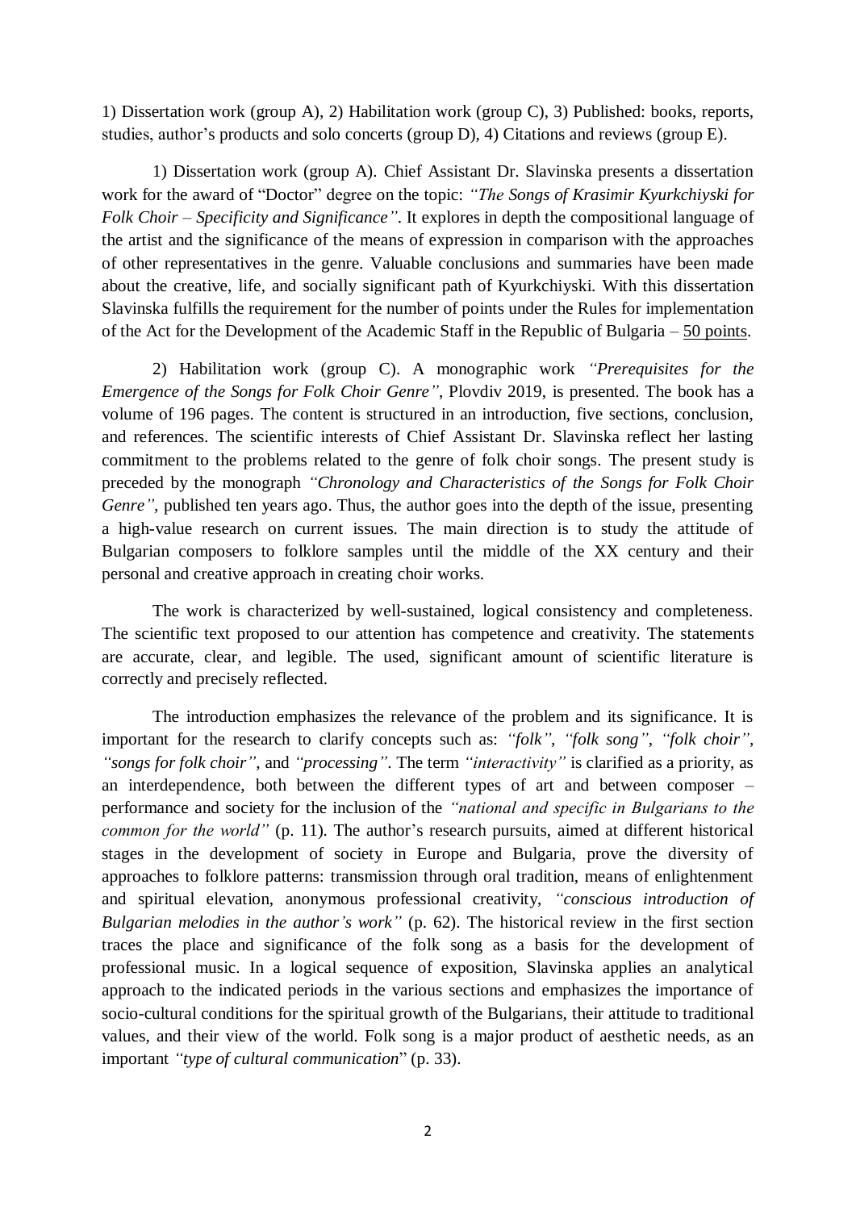1) Dissertation work (group A), 2) Habilitation work (group C), 3) Published: books, reports, studies, author's products and solo concerts (group D), 4) Citations and reviews (group E).

1) Dissertation work (group A). Chief Assistant Dr. Slavinska presents a dissertation work for the award of "Doctor" degree on the topic: *"The Songs of Krasimir Kyurkchiyski for Folk Choir – Specificity and Significance"*. It explores in depth the compositional language of the artist and the significance of the means of expression in comparison with the approaches of other representatives in the genre. Valuable conclusions and summaries have been made about the creative, life, and socially significant path of Kyurkchiyski. With this dissertation Slavinska fulfills the requirement for the number of points under the Rules for implementation of the Act for the Development of the Academic Staff in the Republic of Bulgaria – <u>50 points</u>.

2) Habilitation work (group C). A monographic work *"Prerequisites for the Emergence of the Songs for Folk Choir Genre"*, Plovdiv 2019, is presented. The book has a volume of 196 pages. The content is structured in an introduction, five sections, conclusion, and references. The scientific interests of Chief Assistant Dr. Slavinska reflect her lasting commitment to the problems related to the genre of folk choir songs. The present study is preceded by the monograph *"Chronology and Characteristics of the Songs for Folk Choir Genre"*, published ten years ago. Thus, the author goes into the depth of the issue, presenting a high-value research on current issues. The main direction is to study the attitude of Bulgarian composers to folklore samples until the middle of the XX century and their personal and creative approach in creating choir works.

The work is characterized by well-sustained, logical consistency and completeness. The scientific text proposed to our attention has competence and creativity. The statements are accurate, clear, and legible. The used, significant amount of scientific literature is correctly and precisely reflected.

The introduction emphasizes the relevance of the problem and its significance. It is important for the research to clarify concepts such as: *"folk"*, *"folk song"*, *"folk choir"*, *"songs for folk choir"*, and *"processing"*. The term *"interactivity"* is clarified as a priority, as an interdependence, both between the different types of art and between composer – performance and society for the inclusion of the *"national and specific in Bulgarians to the common for the world"* (p. 11). The author's research pursuits, aimed at different historical stages in the development of society in Europe and Bulgaria, prove the diversity of approaches to folklore patterns: transmission through oral tradition, means of enlightenment and spiritual elevation, anonymous professional creativity, *"conscious introduction of Bulgarian melodies in the author's work"* (p. 62). The historical review in the first section traces the place and significance of the folk song as a basis for the development of professional music. In a logical sequence of exposition, Slavinska applies an analytical approach to the indicated periods in the various sections and emphasizes the importance of socio-cultural conditions for the spiritual growth of the Bulgarians, their attitude to traditional values, and their view of the world. Folk song is a major product of aesthetic needs, as an important *"type of cultural communication"* (p. 33).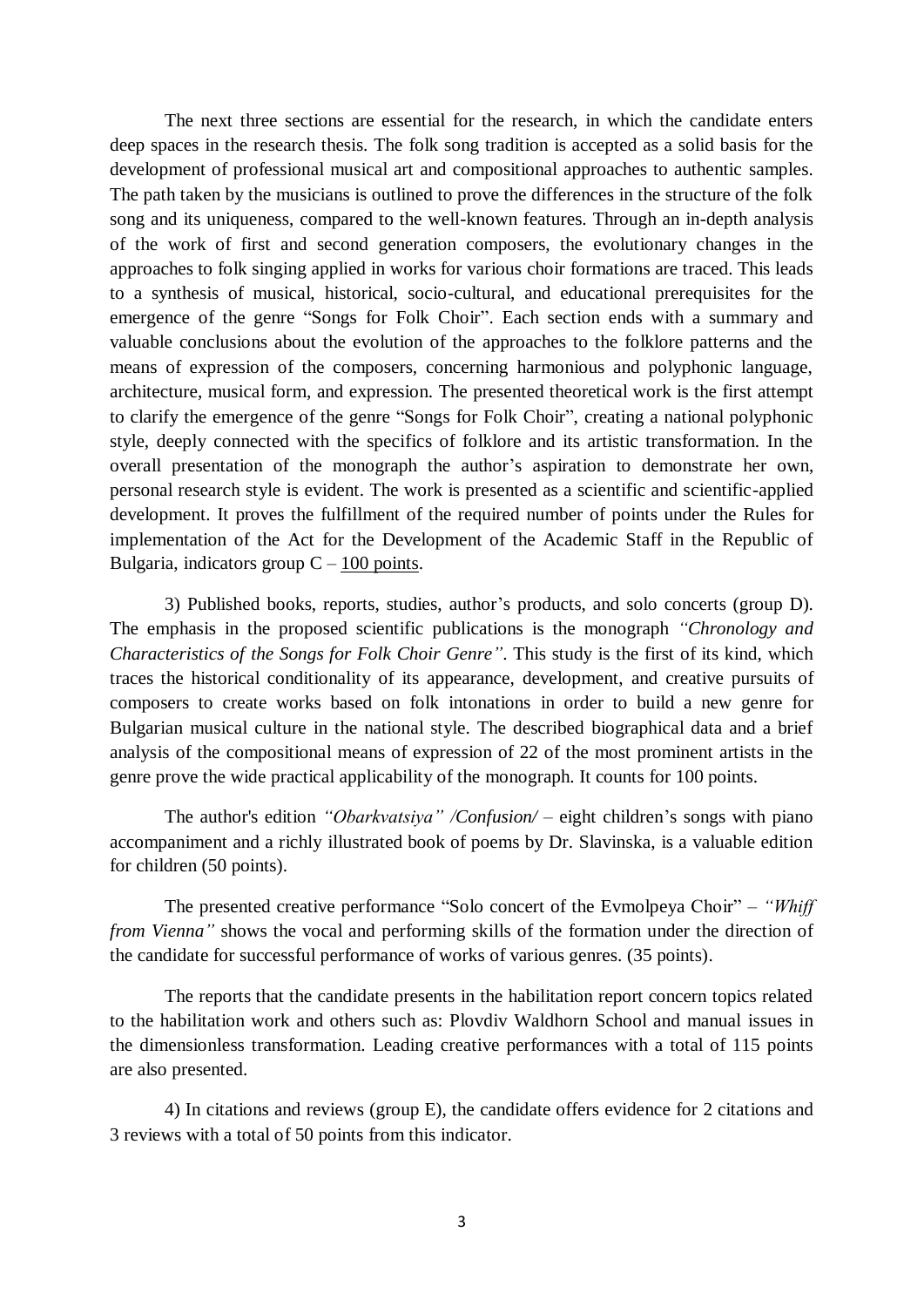The next three sections are essential for the research, in which the candidate enters deep spaces in the research thesis. The folk song tradition is accepted as a solid basis for the development of professional musical art and compositional approaches to authentic samples. The path taken by the musicians is outlined to prove the differences in the structure of the folk song and its uniqueness, compared to the well-known features. Through an in-depth analysis of the work of first and second generation composers, the evolutionary changes in the approaches to folk singing applied in works for various choir formations are traced. This leads to a synthesis of musical, historical, socio-cultural, and educational prerequisites for the emergence of the genre "Songs for Folk Choir". Each section ends with a summary and valuable conclusions about the evolution of the approaches to the folklore patterns and the means of expression of the composers, concerning harmonious and polyphonic language, architecture, musical form, and expression. The presented theoretical work is the first attempt to clarify the emergence of the genre "Songs for Folk Choir", creating a national polyphonic style, deeply connected with the specifics of folklore and its artistic transformation. In the overall presentation of the monograph the author's aspiration to demonstrate her own, personal research style is evident. The work is presented as a scientific and scientific-applied development. It proves the fulfillment of the required number of points under the Rules for implementation of the Act for the Development of the Academic Staff in the Republic of Bulgaria, indicators group C – <u>100 points</u>.

3) Published books, reports, studies, author's products, and solo concerts (group D). The emphasis in the proposed scientific publications is the monograph *"Chronology and Characteristics of the Songs for Folk Choir Genre"*. This study is the first of its kind, which traces the historical conditionality of its appearance, development, and creative pursuits of composers to create works based on folk intonations in order to build a new genre for Bulgarian musical culture in the national style. The described biographical data and a brief analysis of the compositional means of expression of 22 of the most prominent artists in the genre prove the wide practical applicability of the monograph. It counts for 100 points.

The author's edition *"Obarkvatsiya" /Confusion/* – eight children's songs with piano accompaniment and a richly illustrated book of poems by Dr. Slavinska, is a valuable edition for children (50 points).

The presented creative performance "Solo concert of the Evmolpeya Choir" – *"Whiff from Vienna"* shows the vocal and performing skills of the formation under the direction of the candidate for successful performance of works of various genres. (35 points).

The reports that the candidate presents in the habilitation report concern topics related to the habilitation work and others such as: Plovdiv Waldhorn School and manual issues in the dimensionless transformation. Leading creative performances with a total of 115 points are also presented.

4) In citations and reviews (group E), the candidate offers evidence for 2 citations and 3 reviews with a total of 50 points from this indicator.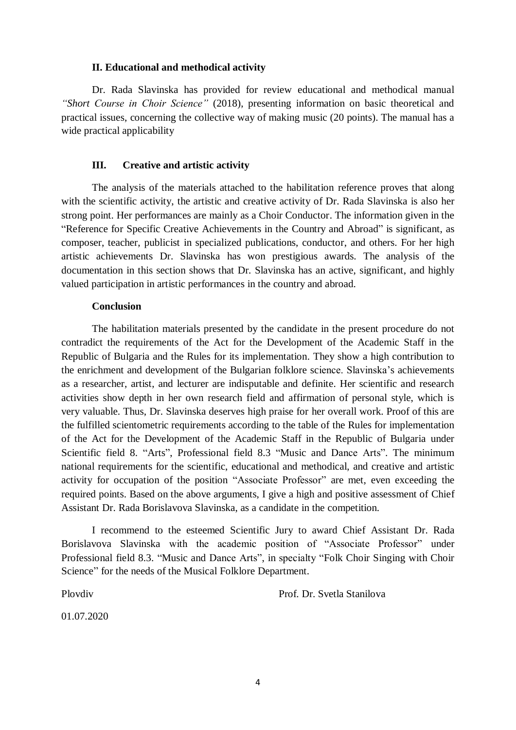### II. Educational and methodical activity

Dr. Rada Slavinska has provided for review educational and methodical manual *"Short Course in Choir Science"* (2018), presenting information on basic theoretical and practical issues, concerning the collective way of making music (20 points). The manual has a wide practical applicability

### III. Creative and artistic activity

The analysis of the materials attached to the habilitation reference proves that along with the scientific activity, the artistic and creative activity of Dr. Rada Slavinska is also her strong point. Her performances are mainly as a Choir Conductor. The information given in the "Reference for Specific Creative Achievements in the Country and Abroad" is significant, as composer, teacher, publicist in specialized publications, conductor, and others. For her high artistic achievements Dr. Slavinska has won prestigious awards. The analysis of the documentation in this section shows that Dr. Slavinska has an active, significant, and highly valued participation in artistic performances in the country and abroad.

### Conclusion

The habilitation materials presented by the candidate in the present procedure do not contradict the requirements of the Act for the Development of the Academic Staff in the Republic of Bulgaria and the Rules for its implementation. They show a high contribution to the enrichment and development of the Bulgarian folklore science. Slavinska's achievements as a researcher, artist, and lecturer are indisputable and definite. Her scientific and research activities show depth in her own research field and affirmation of personal style, which is very valuable. Thus, Dr. Slavinska deserves high praise for her overall work. Proof of this are the fulfilled scientometric requirements according to the table of the Rules for implementation of the Act for the Development of the Academic Staff in the Republic of Bulgaria under Scientific field 8. "Arts", Professional field 8.3 "Music and Dance Arts". The minimum national requirements for the scientific, educational and methodical, and creative and artistic activity for occupation of the position "Associate Professor" are met, even exceeding the required points. Based on the above arguments, I give a high and positive assessment of Chief Assistant Dr. Rada Borislavova Slavinska, as a candidate in the competition.

I recommend to the esteemed Scientific Jury to award Chief Assistant Dr. Rada Borislavova Slavinska with the academic position of "Associate Professor" under Professional field 8.3. "Music and Dance Arts", in specialty "Folk Choir Singing with Choir Science" for the needs of the Musical Folklore Department.

Plovdiv                                                                                     Prof. Dr. Svetla Stanilova

01.07.2020